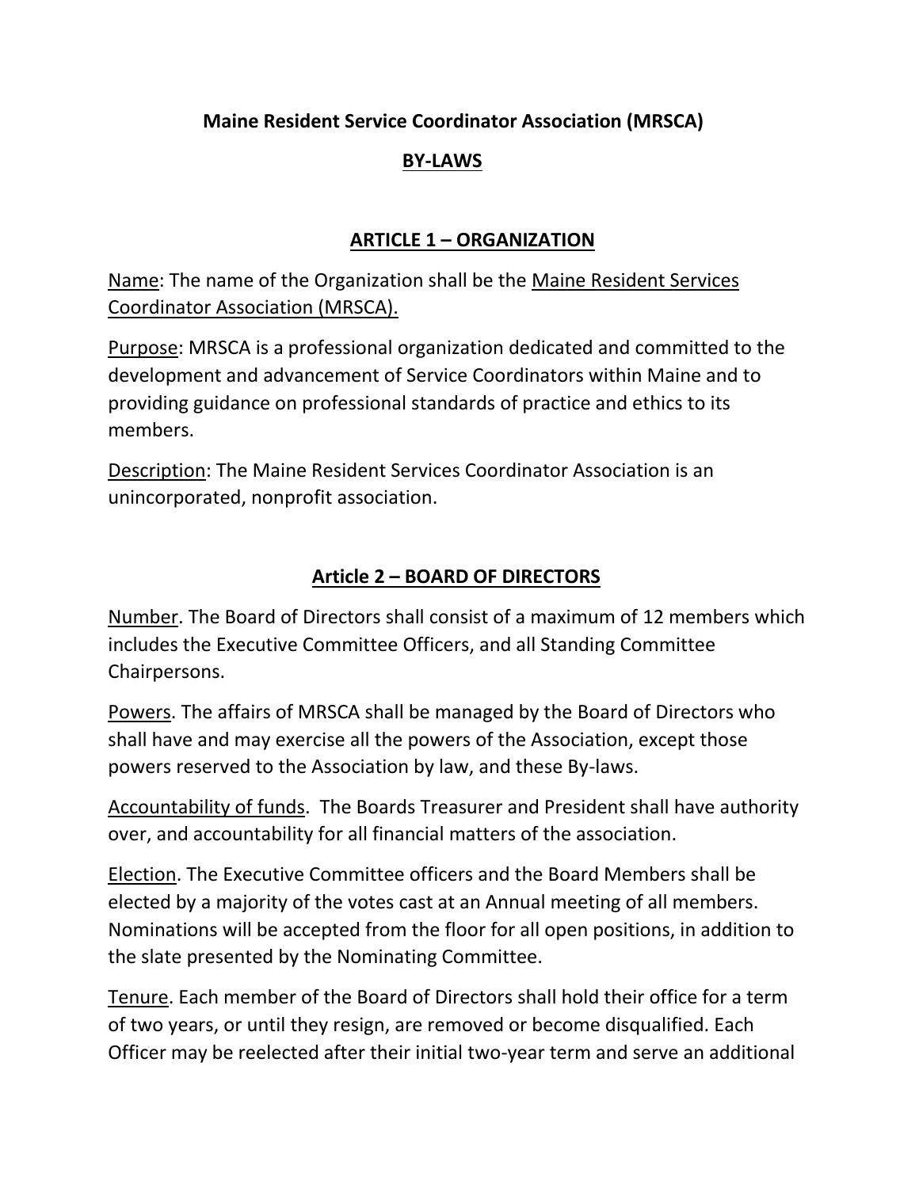**Maine Resident Service Coordinator Association (MRSCA)**

**BY-LAWS**

## ARTICLE 1 – ORGANIZATION

Name: The name of the Organization shall be the Maine Resident Services Coordinator Association (MRSCA).

Purpose: MRSCA is a professional organization dedicated and committed to the development and advancement of Service Coordinators within Maine and to providing guidance on professional standards of practice and ethics to its members.

Description: The Maine Resident Services Coordinator Association is an unincorporated, nonprofit association.

## Article 2 – BOARD OF DIRECTORS

Number. The Board of Directors shall consist of a maximum of 12 members which includes the Executive Committee Officers, and all Standing Committee Chairpersons.

Powers. The affairs of MRSCA shall be managed by the Board of Directors who shall have and may exercise all the powers of the Association, except those powers reserved to the Association by law, and these By-laws.

Accountability of funds. The Boards Treasurer and President shall have authority over, and accountability for all financial matters of the association.

Election. The Executive Committee officers and the Board Members shall be elected by a majority of the votes cast at an Annual meeting of all members. Nominations will be accepted from the floor for all open positions, in addition to the slate presented by the Nominating Committee.

Tenure. Each member of the Board of Directors shall hold their office for a term of two years, or until they resign, are removed or become disqualified. Each Officer may be reelected after their initial two-year term and serve an additional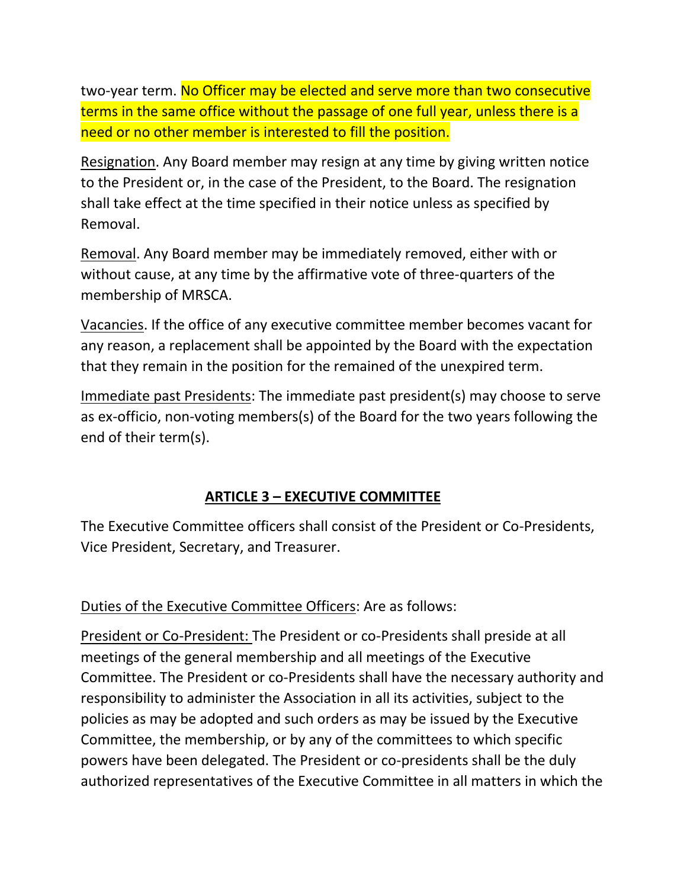two-year term. No Officer may be elected and serve more than two consecutive terms in the same office without the passage of one full year, unless there is a need or no other member is interested to fill the position.

Resignation. Any Board member may resign at any time by giving written notice to the President or, in the case of the President, to the Board. The resignation shall take effect at the time specified in their notice unless as specified by Removal.

Removal. Any Board member may be immediately removed, either with or without cause, at any time by the affirmative vote of three-quarters of the membership of MRSCA.

Vacancies. If the office of any executive committee member becomes vacant for any reason, a replacement shall be appointed by the Board with the expectation that they remain in the position for the remained of the unexpired term.

Immediate past Presidents: The immediate past president(s) may choose to serve as ex-officio, non-voting members(s) of the Board for the two years following the end of their term(s).

## ARTICLE 3 – EXECUTIVE COMMITTEE

The Executive Committee officers shall consist of the President or Co-Presidents, Vice President, Secretary, and Treasurer.

Duties of the Executive Committee Officers: Are as follows:

President or Co-President: The President or co-Presidents shall preside at all meetings of the general membership and all meetings of the Executive Committee. The President or co-Presidents shall have the necessary authority and responsibility to administer the Association in all its activities, subject to the policies as may be adopted and such orders as may be issued by the Executive Committee, the membership, or by any of the committees to which specific powers have been delegated. The President or co-presidents shall be the duly authorized representatives of the Executive Committee in all matters in which the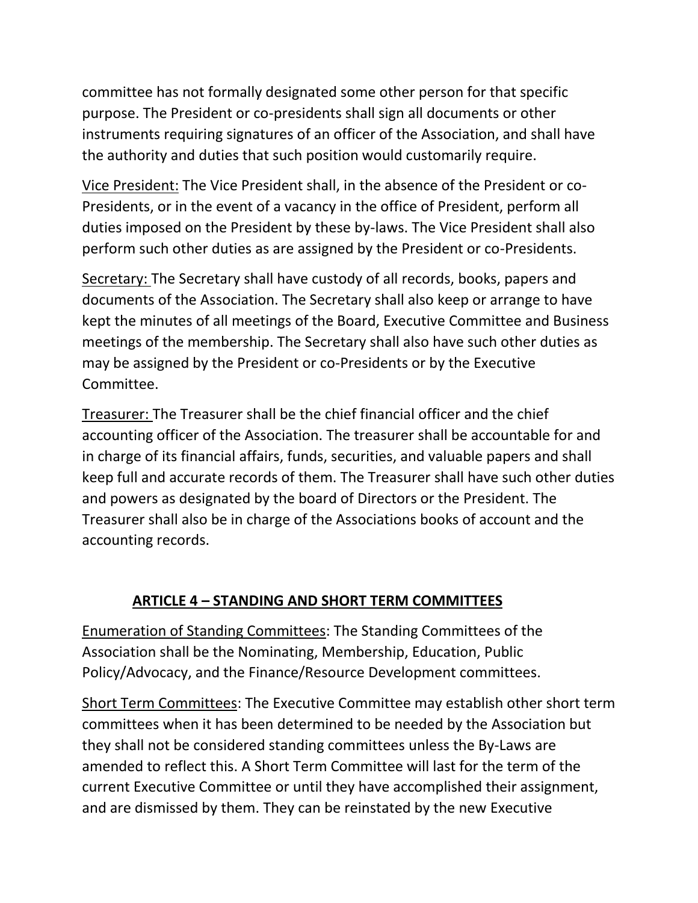committee has not formally designated some other person for that specific purpose. The President or co-presidents shall sign all documents or other instruments requiring signatures of an officer of the Association, and shall have the authority and duties that such position would customarily require.

Vice President: The Vice President shall, in the absence of the President or co-Presidents, or in the event of a vacancy in the office of President, perform all duties imposed on the President by these by-laws. The Vice President shall also perform such other duties as are assigned by the President or co-Presidents.

Secretary: The Secretary shall have custody of all records, books, papers and documents of the Association. The Secretary shall also keep or arrange to have kept the minutes of all meetings of the Board, Executive Committee and Business meetings of the membership. The Secretary shall also have such other duties as may be assigned by the President or co-Presidents or by the Executive Committee.

Treasurer: The Treasurer shall be the chief financial officer and the chief accounting officer of the Association. The treasurer shall be accountable for and in charge of its financial affairs, funds, securities, and valuable papers and shall keep full and accurate records of them. The Treasurer shall have such other duties and powers as designated by the board of Directors or the President. The Treasurer shall also be in charge of the Associations books of account and the accounting records.

## ARTICLE 4 – STANDING AND SHORT TERM COMMITTEES

Enumeration of Standing Committees: The Standing Committees of the Association shall be the Nominating, Membership, Education, Public Policy/Advocacy, and the Finance/Resource Development committees.

Short Term Committees: The Executive Committee may establish other short term committees when it has been determined to be needed by the Association but they shall not be considered standing committees unless the By-Laws are amended to reflect this. A Short Term Committee will last for the term of the current Executive Committee or until they have accomplished their assignment, and are dismissed by them. They can be reinstated by the new Executive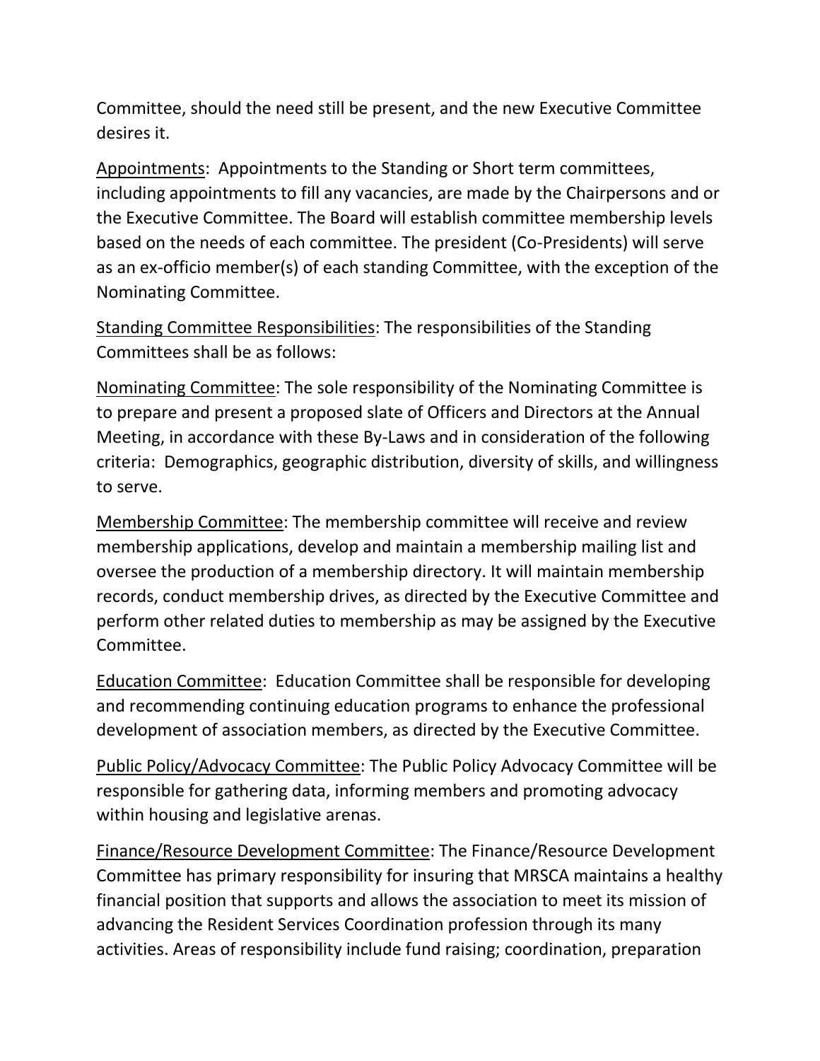Committee, should the need still be present, and the new Executive Committee desires it.

<u>Appointments</u>: Appointments to the Standing or Short term committees, including appointments to fill any vacancies, are made by the Chairpersons and or the Executive Committee. The Board will establish committee membership levels based on the needs of each committee. The president (Co-Presidents) will serve as an ex-officio member(s) of each standing Committee, with the exception of the Nominating Committee.

<u>Standing Committee Responsibilities</u>: The responsibilities of the Standing Committees shall be as follows:

<u>Nominating Committee</u>: The sole responsibility of the Nominating Committee is to prepare and present a proposed slate of Officers and Directors at the Annual Meeting, in accordance with these By-Laws and in consideration of the following criteria: Demographics, geographic distribution, diversity of skills, and willingness to serve.

<u>Membership Committee</u>: The membership committee will receive and review membership applications, develop and maintain a membership mailing list and oversee the production of a membership directory. It will maintain membership records, conduct membership drives, as directed by the Executive Committee and perform other related duties to membership as may be assigned by the Executive Committee.

<u>Education Committee</u>: Education Committee shall be responsible for developing and recommending continuing education programs to enhance the professional development of association members, as directed by the Executive Committee.

<u>Public Policy/Advocacy Committee</u>: The Public Policy Advocacy Committee will be responsible for gathering data, informing members and promoting advocacy within housing and legislative arenas.

<u>Finance/Resource Development Committee</u>: The Finance/Resource Development Committee has primary responsibility for insuring that MRSCA maintains a healthy financial position that supports and allows the association to meet its mission of advancing the Resident Services Coordination profession through its many activities. Areas of responsibility include fund raising; coordination, preparation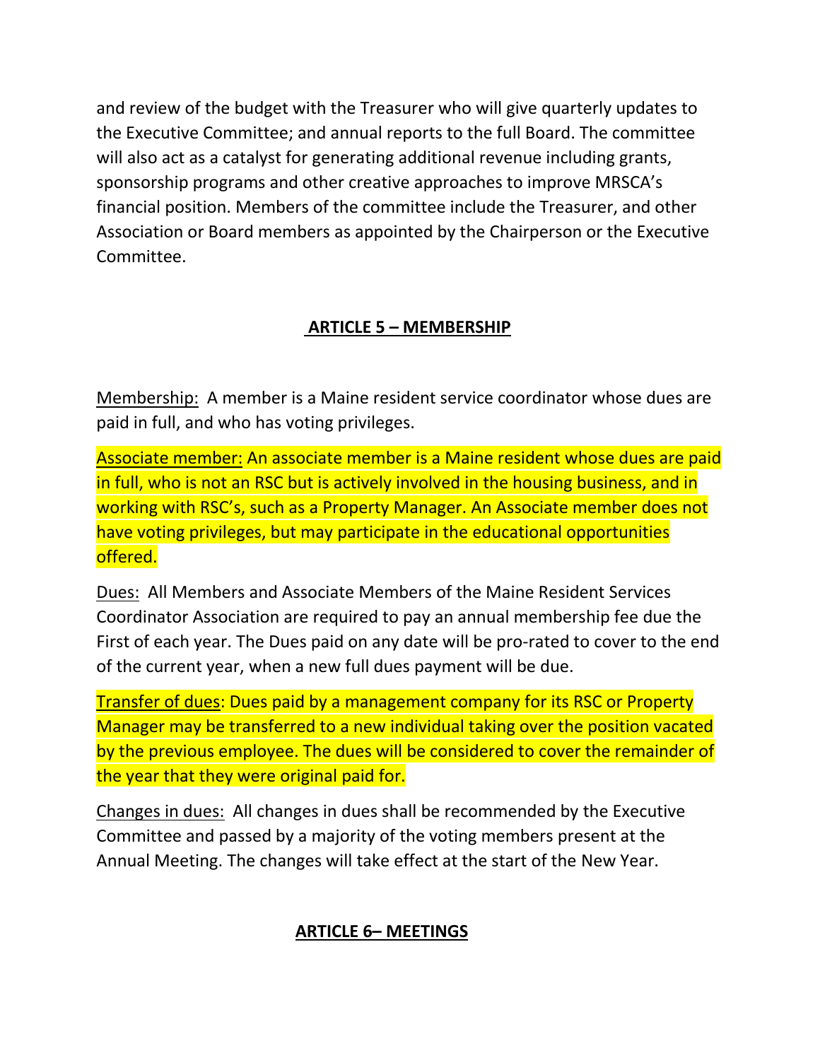and review of the budget with the Treasurer who will give quarterly updates to the Executive Committee; and annual reports to the full Board. The committee will also act as a catalyst for generating additional revenue including grants, sponsorship programs and other creative approaches to improve MRSCA's financial position. Members of the committee include the Treasurer, and other Association or Board members as appointed by the Chairperson or the Executive Committee.

## ARTICLE 5 – MEMBERSHIP

Membership: A member is a Maine resident service coordinator whose dues are paid in full, and who has voting privileges.

Associate member: An associate member is a Maine resident whose dues are paid in full, who is not an RSC but is actively involved in the housing business, and in working with RSC's, such as a Property Manager. An Associate member does not have voting privileges, but may participate in the educational opportunities offered.

Dues: All Members and Associate Members of the Maine Resident Services Coordinator Association are required to pay an annual membership fee due the First of each year. The Dues paid on any date will be pro-rated to cover to the end of the current year, when a new full dues payment will be due.

Transfer of dues: Dues paid by a management company for its RSC or Property Manager may be transferred to a new individual taking over the position vacated by the previous employee. The dues will be considered to cover the remainder of the year that they were original paid for.

Changes in dues: All changes in dues shall be recommended by the Executive Committee and passed by a majority of the voting members present at the Annual Meeting. The changes will take effect at the start of the New Year.

## ARTICLE 6– MEETINGS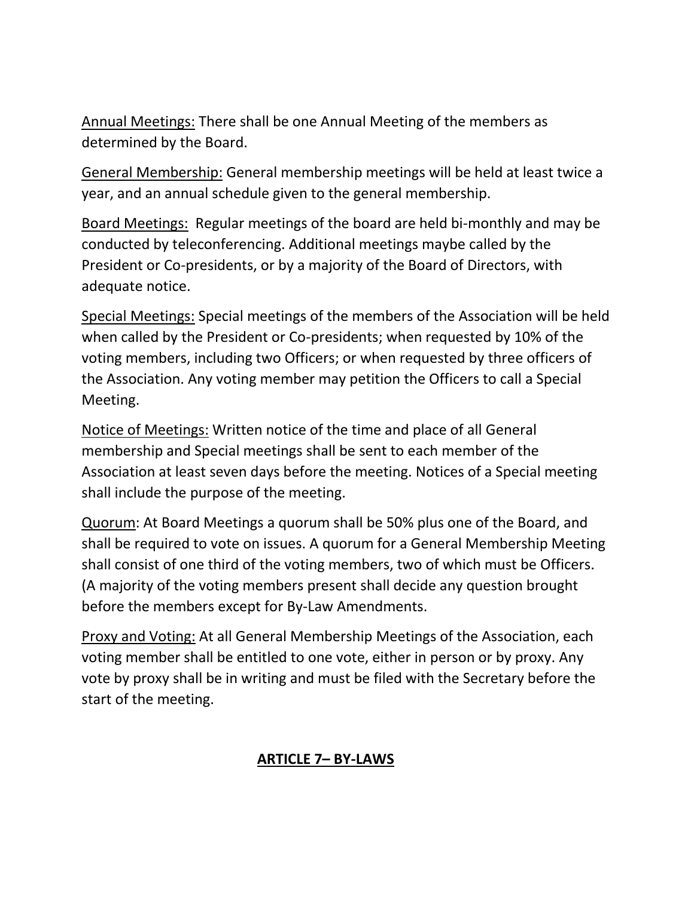<u>Annual Meetings:</u> There shall be one Annual Meeting of the members as determined by the Board.

<u>General Membership:</u> General membership meetings will be held at least twice a year, and an annual schedule given to the general membership.

<u>Board Meetings:</u> Regular meetings of the board are held bi-monthly and may be conducted by teleconferencing. Additional meetings maybe called by the President or Co-presidents, or by a majority of the Board of Directors, with adequate notice.

<u>Special Meetings:</u> Special meetings of the members of the Association will be held when called by the President or Co-presidents; when requested by 10% of the voting members, including two Officers; or when requested by three officers of the Association. Any voting member may petition the Officers to call a Special Meeting.

<u>Notice of Meetings:</u> Written notice of the time and place of all General membership and Special meetings shall be sent to each member of the Association at least seven days before the meeting. Notices of a Special meeting shall include the purpose of the meeting.

<u>Quorum</u>: At Board Meetings a quorum shall be 50% plus one of the Board, and shall be required to vote on issues. A quorum for a General Membership Meeting shall consist of one third of the voting members, two of which must be Officers. (A majority of the voting members present shall decide any question brought before the members except for By-Law Amendments.

<u>Proxy and Voting:</u> At all General Membership Meetings of the Association, each voting member shall be entitled to one vote, either in person or by proxy. Any vote by proxy shall be in writing and must be filed with the Secretary before the start of the meeting.

## <u>**ARTICLE 7– BY-LAWS**</u>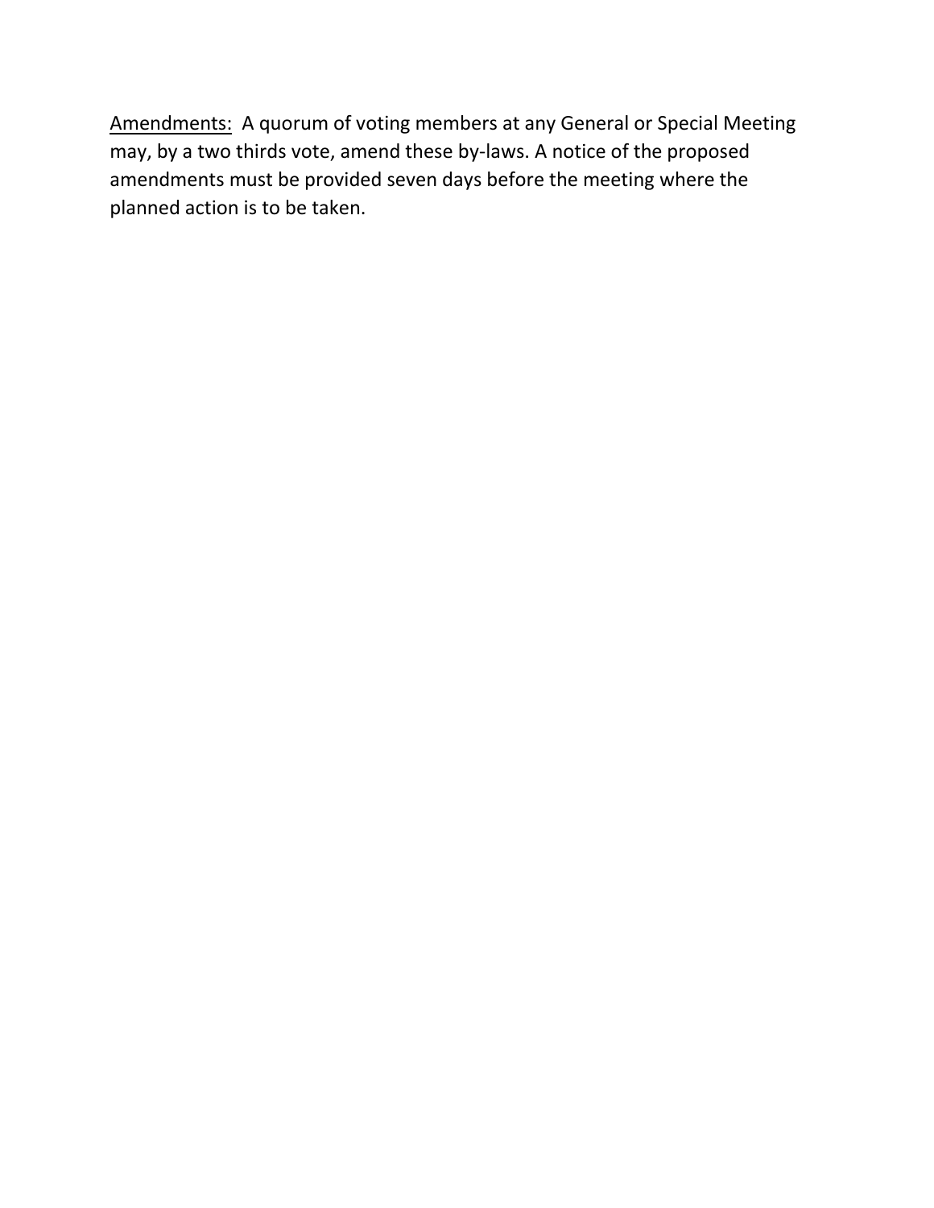<u>Amendments:</u> A quorum of voting members at any General or Special Meeting may, by a two thirds vote, amend these by-laws. A notice of the proposed amendments must be provided seven days before the meeting where the planned action is to be taken.